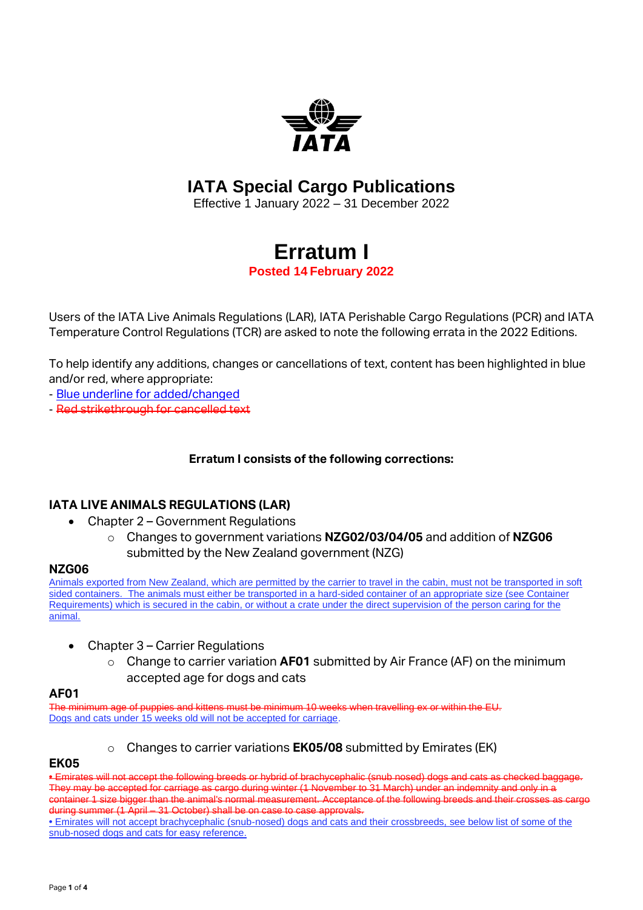# IATA Special Cargo Publications

Effective 1 January 2022 – 31 December 2022

# Erratum I

**Posted 14 February 2022**

Users of the IATA Live Animals Regulations (LAR), IATA Perishable Cargo Regulations (PCR) and IATA Temperature Control Regulations (TCR) are asked to note the following errata in the 2022 Editions.

To help identify any additions, changes or cancellations of text, content has been highlighted in blue and/or red, where appropriate:

- <u>Blue underline for added/changed</u>
- ~~Red strikethrough for cancelled text~~

**Erratum I consists of the following corrections:**

## IATA LIVE ANIMALS REGULATIONS (LAR)

- Chapter 2 – Government Regulations
  - Changes to government variations **NZG02/03/04/05** and addition of **NZG06** submitted by the New Zealand government (NZG)

### NZG06

<u>Animals exported from New Zealand, which are permitted by the carrier to travel in the cabin, must not be transported in soft sided containers. The animals must either be transported in a hard-sided container of an appropriate size (see Container Requirements) which is secured in the cabin, or without a crate under the direct supervision of the person caring for the animal.</u>

- Chapter 3 – Carrier Regulations
  - Change to carrier variation **AF01** submitted by Air France (AF) on the minimum accepted age for dogs and cats

### AF01

~~The minimum age of puppies and kittens must be minimum 10 weeks when travelling ex or within the EU.~~
<u>Dogs and cats under 15 weeks old will not be accepted for carriage</u>.

- Changes to carrier variations **EK05/08** submitted by Emirates (EK)

### EK05

~~• Emirates will not accept the following breeds or hybrid of brachycephalic (snub nosed) dogs and cats as checked baggage. They may be accepted for carriage as cargo during winter (1 November to 31 March) under an indemnity and only in a container 1 size bigger than the animal's normal measurement. Acceptance of the following breeds and their crosses as cargo during summer (1 April – 31 October) shall be on case to case approvals.~~
<u>• Emirates will not accept brachycephalic (snub-nosed) dogs and cats and their crossbreeds, see below list of some of the snub-nosed dogs and cats for easy reference.</u>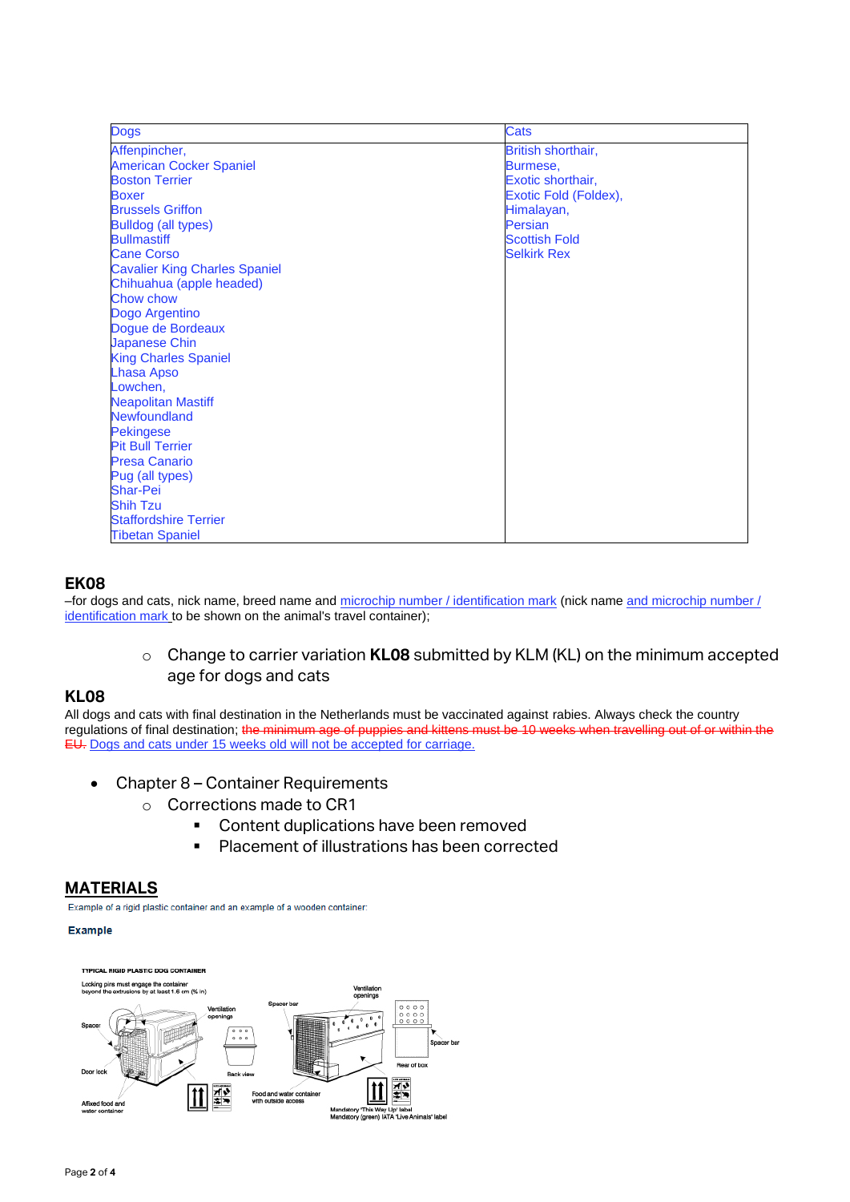| Dogs | Cats |
|---|---|
| Affenpincher,<br>American Cocker Spaniel<br>Boston Terrier<br>Boxer<br>Brussels Griffon<br>Bulldog (all types)<br>Bullmastiff<br>Cane Corso<br>Cavalier King Charles Spaniel<br>Chihuahua (apple headed)<br>Chow chow<br>Dogo Argentino<br>Dogue de Bordeaux<br>Japanese Chin<br>King Charles Spaniel<br>Lhasa Apso<br>Lowchen,<br>Neapolitan Mastiff<br>Newfoundland<br>Pekingese<br>Pit Bull Terrier<br>Presa Canario<br>Pug (all types)<br>Shar-Pei<br>Shih Tzu<br>Staffordshire Terrier<br>Tibetan Spaniel | British shorthair,<br>Burmese,<br>Exotic shorthair,<br>Exotic Fold (Foldex),<br>Himalayan,<br>Persian<br>Scottish Fold<br>Selkirk Rex |

### EK08

–for dogs and cats, nick name, breed name and microchip number / identification mark (nick name and microchip number / identification mark to be shown on the animal's travel container);

- Change to carrier variation **KL08** submitted by KLM (KL) on the minimum accepted age for dogs and cats

### KL08

All dogs and cats with final destination in the Netherlands must be vaccinated against rabies. Always check the country regulations of final destination; ~~the minimum age of puppies and kittens must be 10 weeks when travelling out of or within the EU.~~ Dogs and cats under 15 weeks old will not be accepted for carriage.

- Chapter 8 – Container Requirements
  - Corrections made to CR1
    - Content duplications have been removed
    - Placement of illustrations has been corrected

## MATERIALS

Example of a rigid plastic container and an example of a wooden container:

**Example**

TYPICAL RIGID PLASTIC DOG CONTAINER

Locking pins must engage the container beyond the extrusions by at least 1.6 cm (⅝ in)

Spacer | Door lock | Affixed food and water container | Ventilation openings | Back view | Spacer bar | Ventilation openings | Food and water container with outside access | Spacer bar | Rear of box | Mandatory 'This Way Up' label | Mandatory (green) IATA 'Live Animals' label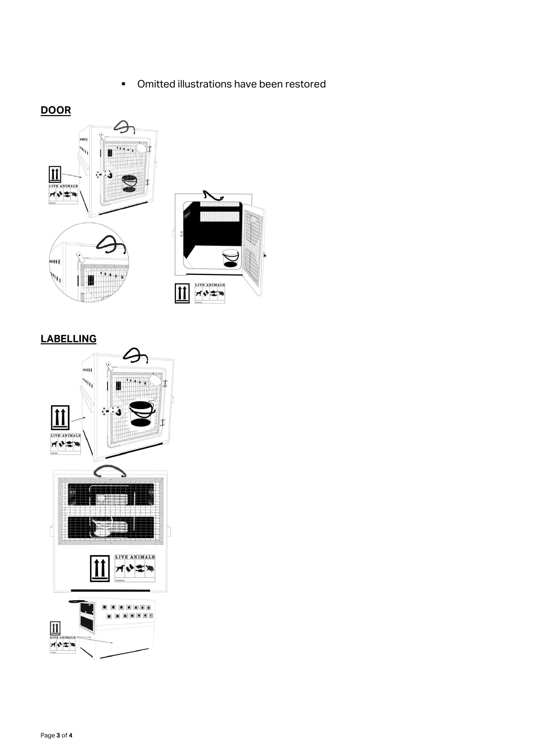- Omitted illustrations have been restored

**DOOR**

**LABELLING**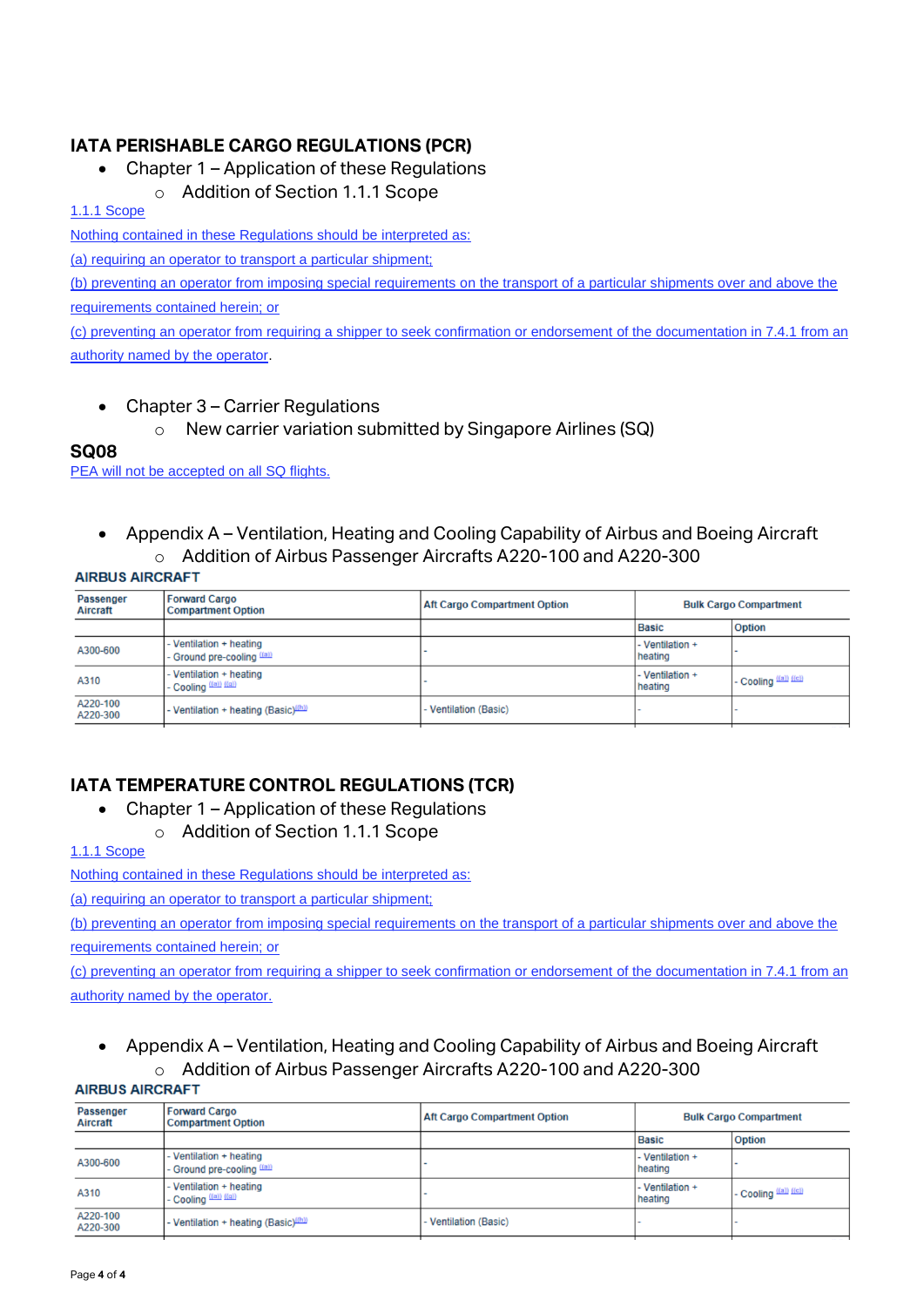## IATA PERISHABLE CARGO REGULATIONS (PCR)

- Chapter 1 – Application of these Regulations
  - Addition of Section 1.1.1 Scope

1.1.1 Scope

Nothing contained in these Regulations should be interpreted as:

(a) requiring an operator to transport a particular shipment;

(b) preventing an operator from imposing special requirements on the transport of a particular shipments over and above the requirements contained herein; or

(c) preventing an operator from requiring a shipper to seek confirmation or endorsement of the documentation in 7.4.1 from an authority named by the operator.

- Chapter 3 – Carrier Regulations
  - New carrier variation submitted by Singapore Airlines (SQ)

**SQ08**

PEA will not be accepted on all SQ flights.

- Appendix A – Ventilation, Heating and Cooling Capability of Airbus and Boeing Aircraft
  - Addition of Airbus Passenger Aircrafts A220-100 and A220-300

**AIRBUS AIRCRAFT**

| Passenger Aircraft | Forward Cargo Compartment Option | Aft Cargo Compartment Option | Bulk Cargo Compartment | |
|---|---|---|---|---|
| | | | Basic | Option |
| A300-600 | - Ventilation + heating<br>- Ground pre-cooling [(a)] | - | - Ventilation + heating | - |
| A310 | - Ventilation + heating<br>- Cooling [(e)] [(a)] | - | - Ventilation + heating | - Cooling [(a)] [(e)] |
| A220-100<br>A220-300 | - Ventilation + heating (Basic)[(h)] | - Ventilation (Basic) | - | - |

## IATA TEMPERATURE CONTROL REGULATIONS (TCR)

- Chapter 1 – Application of these Regulations
  - Addition of Section 1.1.1 Scope

1.1.1 Scope

Nothing contained in these Regulations should be interpreted as:

(a) requiring an operator to transport a particular shipment;

(b) preventing an operator from imposing special requirements on the transport of a particular shipments over and above the requirements contained herein; or

(c) preventing an operator from requiring a shipper to seek confirmation or endorsement of the documentation in 7.4.1 from an authority named by the operator.

- Appendix A – Ventilation, Heating and Cooling Capability of Airbus and Boeing Aircraft
  - Addition of Airbus Passenger Aircrafts A220-100 and A220-300

**AIRBUS AIRCRAFT**

| Passenger Aircraft | Forward Cargo Compartment Option | Aft Cargo Compartment Option | Bulk Cargo Compartment | |
|---|---|---|---|---|
| | | | Basic | Option |
| A300-600 | - Ventilation + heating<br>- Ground pre-cooling [(a)] | - | - Ventilation + heating | - |
| A310 | - Ventilation + heating<br>- Cooling [(e)] [(a)] | - | - Ventilation + heating | - Cooling [(a)] [(e)] |
| A220-100<br>A220-300 | - Ventilation + heating (Basic)[(h)] | - Ventilation (Basic) | - | - |